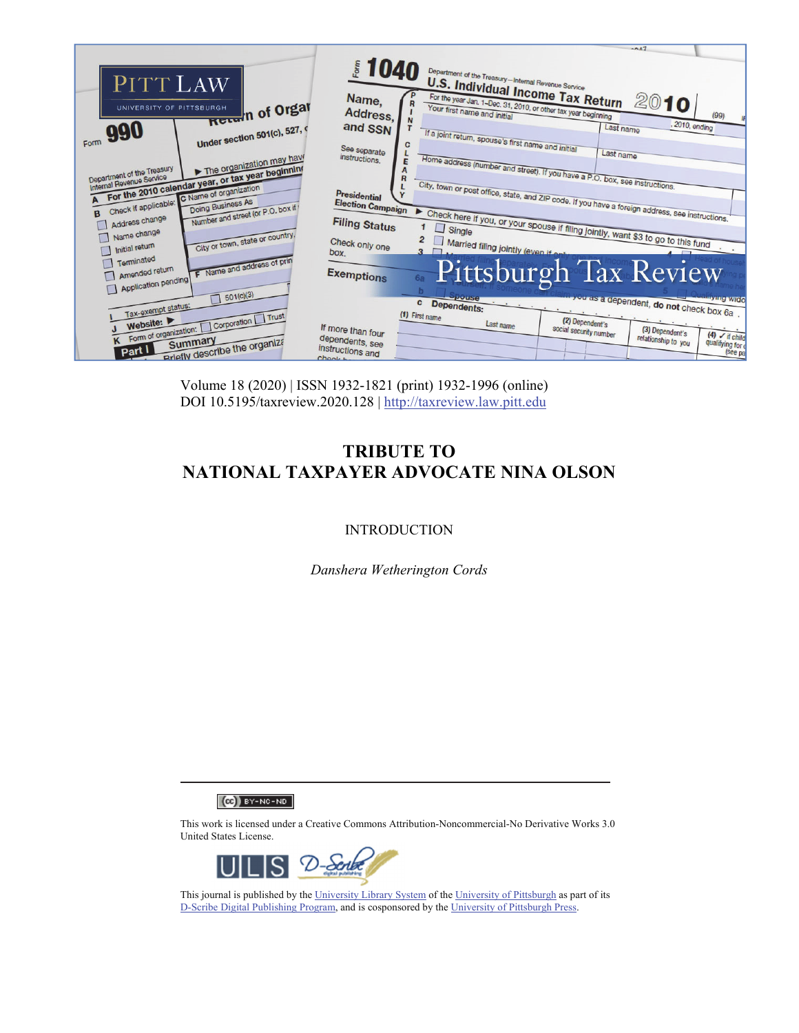Volume 18 (2020) | ISSN 1932-1821 (print) 1932-1996 (online)
DOI 10.5195/taxreview.2020.128 | http://taxreview.law.pitt.edu

# TRIBUTE TO NATIONAL TAXPAYER ADVOCATE NINA OLSON

## INTRODUCTION

*Danshera Wetherington Cords*

---

This work is licensed under a Creative Commons Attribution-Noncommercial-No Derivative Works 3.0 United States License.

This journal is published by the University Library System of the University of Pittsburgh as part of its D-Scribe Digital Publishing Program, and is cosponsored by the University of Pittsburgh Press.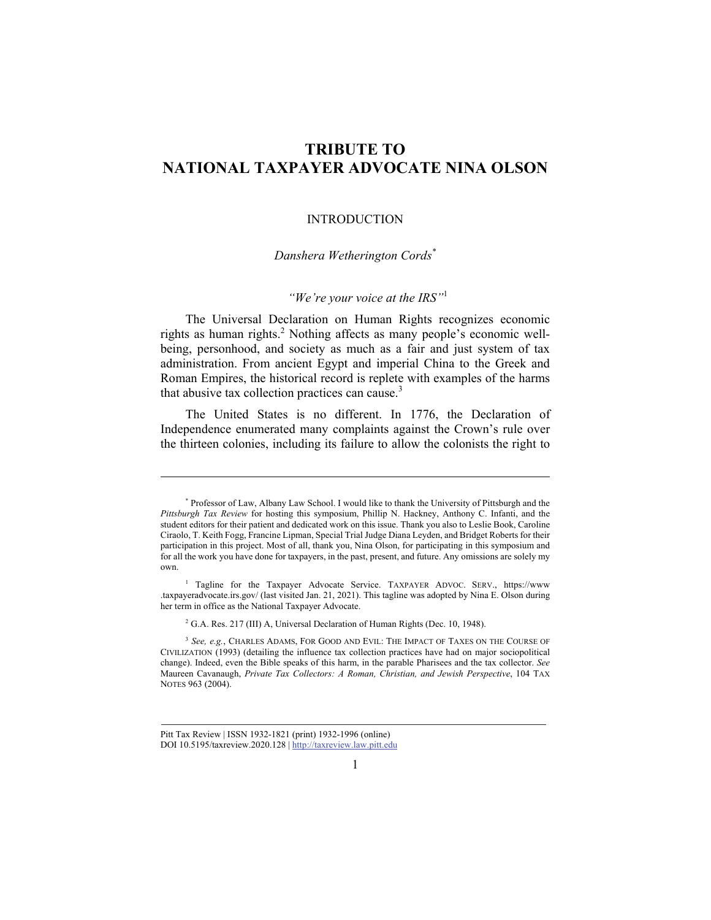# TRIBUTE TO NATIONAL TAXPAYER ADVOCATE NINA OLSON

## INTRODUCTION

*Danshera Wetherington Cords*[*]

*"We're your voice at the IRS"*[1]

The Universal Declaration on Human Rights recognizes economic rights as human rights.[2] Nothing affects as many people's economic well-being, personhood, and society as much as a fair and just system of tax administration. From ancient Egypt and imperial China to the Greek and Roman Empires, the historical record is replete with examples of the harms that abusive tax collection practices can cause.[3]

The United States is no different. In 1776, the Declaration of Independence enumerated many complaints against the Crown's rule over the thirteen colonies, including its failure to allow the colonists the right to

---

[*] Professor of Law, Albany Law School. I would like to thank the University of Pittsburgh and the *Pittsburgh Tax Review* for hosting this symposium, Phillip N. Hackney, Anthony C. Infanti, and the student editors for their patient and dedicated work on this issue. Thank you also to Leslie Book, Caroline Ciraolo, T. Keith Fogg, Francine Lipman, Special Trial Judge Diana Leyden, and Bridget Roberts for their participation in this project. Most of all, thank you, Nina Olson, for participating in this symposium and for all the work you have done for taxpayers, in the past, present, and future. Any omissions are solely my own.

[1] Tagline for the Taxpayer Advocate Service. TAXPAYER ADVOC. SERV., https://www.taxpayeradvocate.irs.gov/ (last visited Jan. 21, 2021). This tagline was adopted by Nina E. Olson during her term in office as the National Taxpayer Advocate.

[2] G.A. Res. 217 (III) A, Universal Declaration of Human Rights (Dec. 10, 1948).

[3] *See, e.g.*, CHARLES ADAMS, FOR GOOD AND EVIL: THE IMPACT OF TAXES ON THE COURSE OF CIVILIZATION (1993) (detailing the influence tax collection practices have had on major sociopolitical change). Indeed, even the Bible speaks of this harm, in the parable Pharisees and the tax collector. *See* Maureen Cavanaugh, *Private Tax Collectors: A Roman, Christian, and Jewish Perspective*, 104 TAX NOTES 963 (2004).

Pitt Tax Review | ISSN 1932-1821 (print) 1932-1996 (online)
DOI 10.5195/taxreview.2020.128 | http://taxreview.law.pitt.edu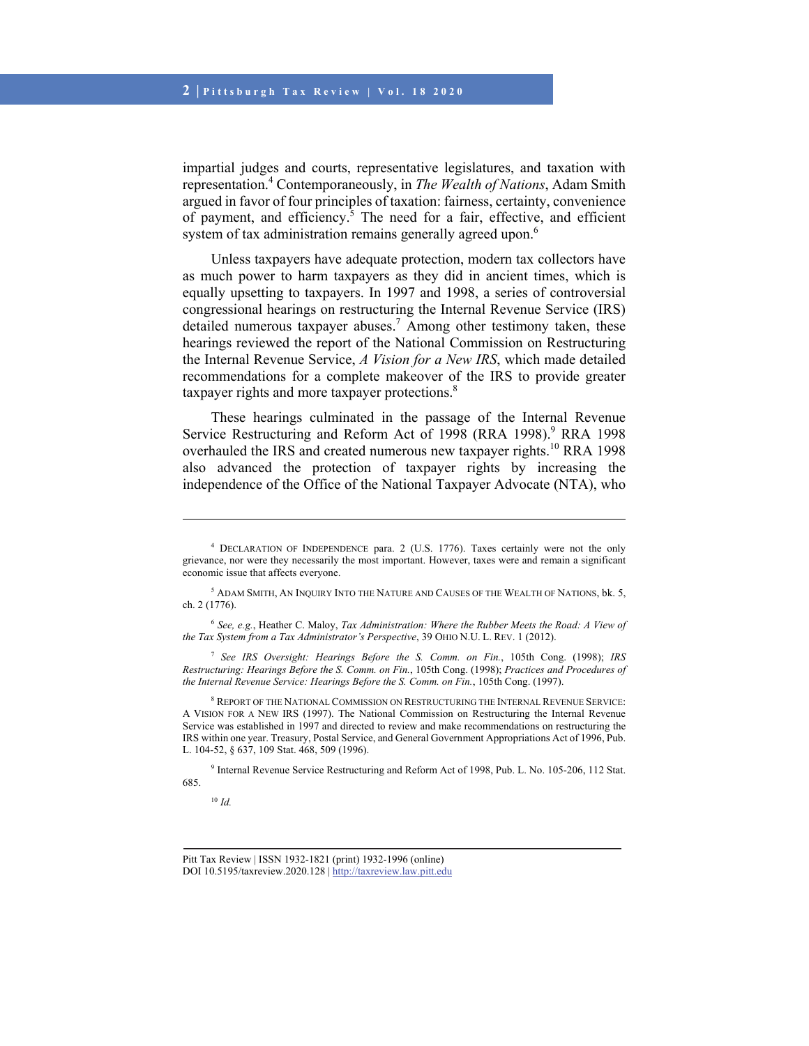impartial judges and courts, representative legislatures, and taxation with representation.[4] Contemporaneously, in *The Wealth of Nations*, Adam Smith argued in favor of four principles of taxation: fairness, certainty, convenience of payment, and efficiency.[5] The need for a fair, effective, and efficient system of tax administration remains generally agreed upon.[6]

Unless taxpayers have adequate protection, modern tax collectors have as much power to harm taxpayers as they did in ancient times, which is equally upsetting to taxpayers. In 1997 and 1998, a series of controversial congressional hearings on restructuring the Internal Revenue Service (IRS) detailed numerous taxpayer abuses.[7] Among other testimony taken, these hearings reviewed the report of the National Commission on Restructuring the Internal Revenue Service, *A Vision for a New IRS*, which made detailed recommendations for a complete makeover of the IRS to provide greater taxpayer rights and more taxpayer protections.[8]

These hearings culminated in the passage of the Internal Revenue Service Restructuring and Reform Act of 1998 (RRA 1998).[9] RRA 1998 overhauled the IRS and created numerous new taxpayer rights.[10] RRA 1998 also advanced the protection of taxpayer rights by increasing the independence of the Office of the National Taxpayer Advocate (NTA), who

---

[4] DECLARATION OF INDEPENDENCE para. 2 (U.S. 1776). Taxes certainly were not the only grievance, nor were they necessarily the most important. However, taxes were and remain a significant economic issue that affects everyone.

[5] ADAM SMITH, AN INQUIRY INTO THE NATURE AND CAUSES OF THE WEALTH OF NATIONS, bk. 5, ch. 2 (1776).

[6] *See, e.g.*, Heather C. Maloy, *Tax Administration: Where the Rubber Meets the Road: A View of the Tax System from a Tax Administrator's Perspective*, 39 OHIO N.U. L. REV. 1 (2012).

[7] *See IRS Oversight: Hearings Before the S. Comm. on Fin.*, 105th Cong. (1998); *IRS Restructuring: Hearings Before the S. Comm. on Fin.*, 105th Cong. (1998); *Practices and Procedures of the Internal Revenue Service: Hearings Before the S. Comm. on Fin.*, 105th Cong. (1997).

[8] REPORT OF THE NATIONAL COMMISSION ON RESTRUCTURING THE INTERNAL REVENUE SERVICE: A VISION FOR A NEW IRS (1997). The National Commission on Restructuring the Internal Revenue Service was established in 1997 and directed to review and make recommendations on restructuring the IRS within one year. Treasury, Postal Service, and General Government Appropriations Act of 1996, Pub. L. 104-52, § 637, 109 Stat. 468, 509 (1996).

[9] Internal Revenue Service Restructuring and Reform Act of 1998, Pub. L. No. 105-206, 112 Stat. 685.

[10] *Id.*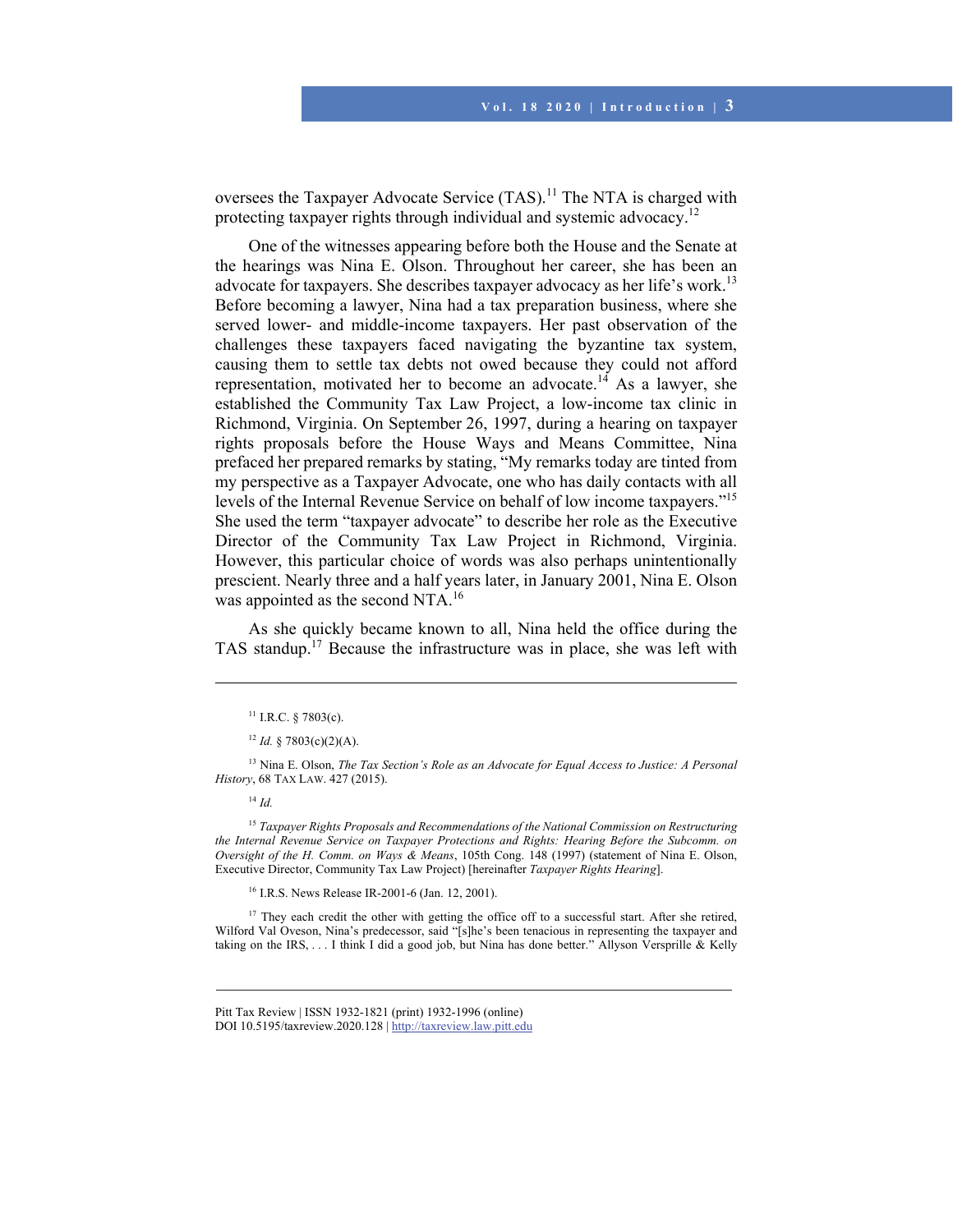oversees the Taxpayer Advocate Service (TAS).[11] The NTA is charged with protecting taxpayer rights through individual and systemic advocacy.[12]

One of the witnesses appearing before both the House and the Senate at the hearings was Nina E. Olson. Throughout her career, she has been an advocate for taxpayers. She describes taxpayer advocacy as her life's work.[13] Before becoming a lawyer, Nina had a tax preparation business, where she served lower- and middle-income taxpayers. Her past observation of the challenges these taxpayers faced navigating the byzantine tax system, causing them to settle tax debts not owed because they could not afford representation, motivated her to become an advocate.[14] As a lawyer, she established the Community Tax Law Project, a low-income tax clinic in Richmond, Virginia. On September 26, 1997, during a hearing on taxpayer rights proposals before the House Ways and Means Committee, Nina prefaced her prepared remarks by stating, "My remarks today are tinted from my perspective as a Taxpayer Advocate, one who has daily contacts with all levels of the Internal Revenue Service on behalf of low income taxpayers."[15] She used the term "taxpayer advocate" to describe her role as the Executive Director of the Community Tax Law Project in Richmond, Virginia. However, this particular choice of words was also perhaps unintentionally prescient. Nearly three and a half years later, in January 2001, Nina E. Olson was appointed as the second NTA.[16]

As she quickly became known to all, Nina held the office during the TAS standup.[17] Because the infrastructure was in place, she was left with

---

[11] I.R.C. § 7803(c).

[12] *Id.* § 7803(c)(2)(A).

[13] Nina E. Olson, *The Tax Section's Role as an Advocate for Equal Access to Justice: A Personal History*, 68 TAX LAW. 427 (2015).

[14] *Id.*

[15] *Taxpayer Rights Proposals and Recommendations of the National Commission on Restructuring the Internal Revenue Service on Taxpayer Protections and Rights: Hearing Before the Subcomm. on Oversight of the H. Comm. on Ways & Means*, 105th Cong. 148 (1997) (statement of Nina E. Olson, Executive Director, Community Tax Law Project) [hereinafter *Taxpayer Rights Hearing*].

[16] I.R.S. News Release IR-2001-6 (Jan. 12, 2001).

[17] They each credit the other with getting the office off to a successful start. After she retired, Wilford Val Oveson, Nina's predecessor, said "[s]he's been tenacious in representing the taxpayer and taking on the IRS, . . . I think I did a good job, but Nina has done better." Allyson Versprille & Kelly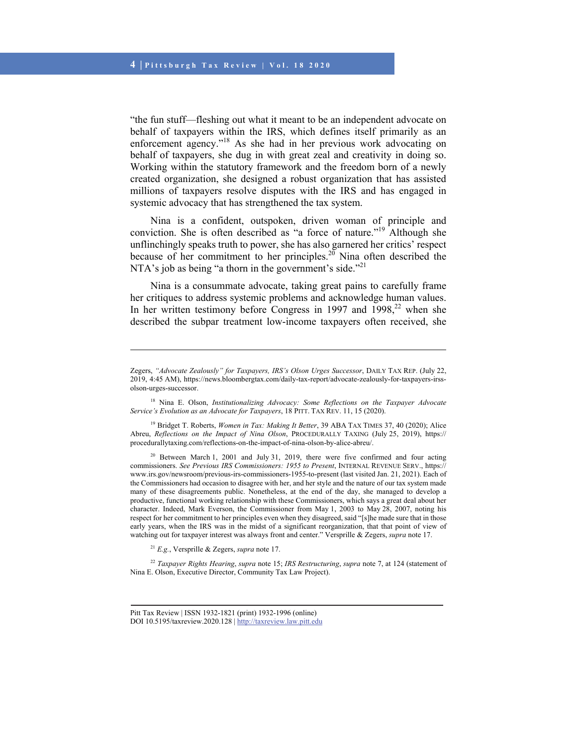"the fun stuff—fleshing out what it meant to be an independent advocate on behalf of taxpayers within the IRS, which defines itself primarily as an enforcement agency."[18] As she had in her previous work advocating on behalf of taxpayers, she dug in with great zeal and creativity in doing so. Working within the statutory framework and the freedom born of a newly created organization, she designed a robust organization that has assisted millions of taxpayers resolve disputes with the IRS and has engaged in systemic advocacy that has strengthened the tax system.

Nina is a confident, outspoken, driven woman of principle and conviction. She is often described as "a force of nature."[19] Although she unflinchingly speaks truth to power, she has also garnered her critics' respect because of her commitment to her principles.[20] Nina often described the NTA's job as being "a thorn in the government's side."[21]

Nina is a consummate advocate, taking great pains to carefully frame her critiques to address systemic problems and acknowledge human values. In her written testimony before Congress in 1997 and 1998,[22] when she described the subpar treatment low-income taxpayers often received, she

---

Zegers, *"Advocate Zealously" for Taxpayers, IRS's Olson Urges Successor*, DAILY TAX REP. (July 22, 2019, 4:45 AM), https://news.bloombergtax.com/daily-tax-report/advocate-zealously-for-taxpayers-irss-olson-urges-successor.

[18] Nina E. Olson, *Institutionalizing Advocacy: Some Reflections on the Taxpayer Advocate Service's Evolution as an Advocate for Taxpayers*, 18 PITT. TAX REV. 11, 15 (2020).

[19] Bridget T. Roberts, *Women in Tax: Making It Better*, 39 ABA TAX TIMES 37, 40 (2020); Alice Abreu, *Reflections on the Impact of Nina Olson*, PROCEDURALLY TAXING (July 25, 2019), https://procedurallytaxing.com/reflections-on-the-impact-of-nina-olson-by-alice-abreu/.

[20] Between March 1, 2001 and July 31, 2019, there were five confirmed and four acting commissioners. *See Previous IRS Commissioners: 1955 to Present*, INTERNAL REVENUE SERV., https://www.irs.gov/newsroom/previous-irs-commissioners-1955-to-present (last visited Jan. 21, 2021). Each of the Commissioners had occasion to disagree with her, and her style and the nature of our tax system made many of these disagreements public. Nonetheless, at the end of the day, she managed to develop a productive, functional working relationship with these Commissioners, which says a great deal about her character. Indeed, Mark Everson, the Commissioner from May 1, 2003 to May 28, 2007, noting his respect for her commitment to her principles even when they disagreed, said "[s]he made sure that in those early years, when the IRS was in the midst of a significant reorganization, that that point of view of watching out for taxpayer interest was always front and center." Versprille & Zegers, *supra* note 17.

[21] *E.g.*, Versprille & Zegers, *supra* note 17.

[22] *Taxpayer Rights Hearing*, *supra* note 15; *IRS Restructuring*, *supra* note 7, at 124 (statement of Nina E. Olson, Executive Director, Community Tax Law Project).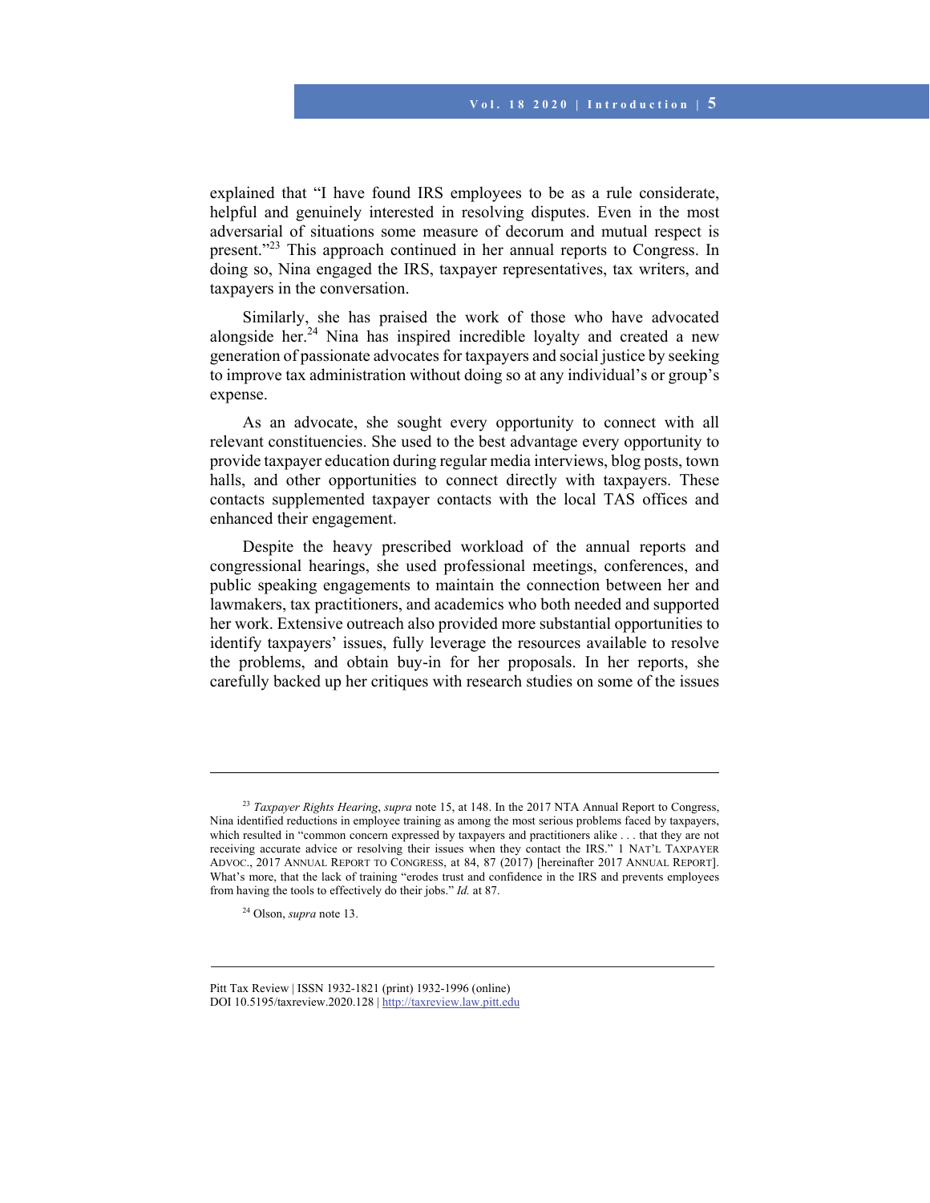explained that "I have found IRS employees to be as a rule considerate, helpful and genuinely interested in resolving disputes. Even in the most adversarial of situations some measure of decorum and mutual respect is present."[23] This approach continued in her annual reports to Congress. In doing so, Nina engaged the IRS, taxpayer representatives, tax writers, and taxpayers in the conversation.

Similarly, she has praised the work of those who have advocated alongside her.[24] Nina has inspired incredible loyalty and created a new generation of passionate advocates for taxpayers and social justice by seeking to improve tax administration without doing so at any individual's or group's expense.

As an advocate, she sought every opportunity to connect with all relevant constituencies. She used to the best advantage every opportunity to provide taxpayer education during regular media interviews, blog posts, town halls, and other opportunities to connect directly with taxpayers. These contacts supplemented taxpayer contacts with the local TAS offices and enhanced their engagement.

Despite the heavy prescribed workload of the annual reports and congressional hearings, she used professional meetings, conferences, and public speaking engagements to maintain the connection between her and lawmakers, tax practitioners, and academics who both needed and supported her work. Extensive outreach also provided more substantial opportunities to identify taxpayers' issues, fully leverage the resources available to resolve the problems, and obtain buy-in for her proposals. In her reports, she carefully backed up her critiques with research studies on some of the issues

---

[23] *Taxpayer Rights Hearing*, *supra* note 15, at 148. In the 2017 NTA Annual Report to Congress, Nina identified reductions in employee training as among the most serious problems faced by taxpayers, which resulted in "common concern expressed by taxpayers and practitioners alike . . . that they are not receiving accurate advice or resolving their issues when they contact the IRS." 1 NAT'L TAXPAYER ADVOC., 2017 ANNUAL REPORT TO CONGRESS, at 84, 87 (2017) [hereinafter 2017 ANNUAL REPORT]. What's more, that the lack of training "erodes trust and confidence in the IRS and prevents employees from having the tools to effectively do their jobs." *Id.* at 87.

[24] Olson, *supra* note 13.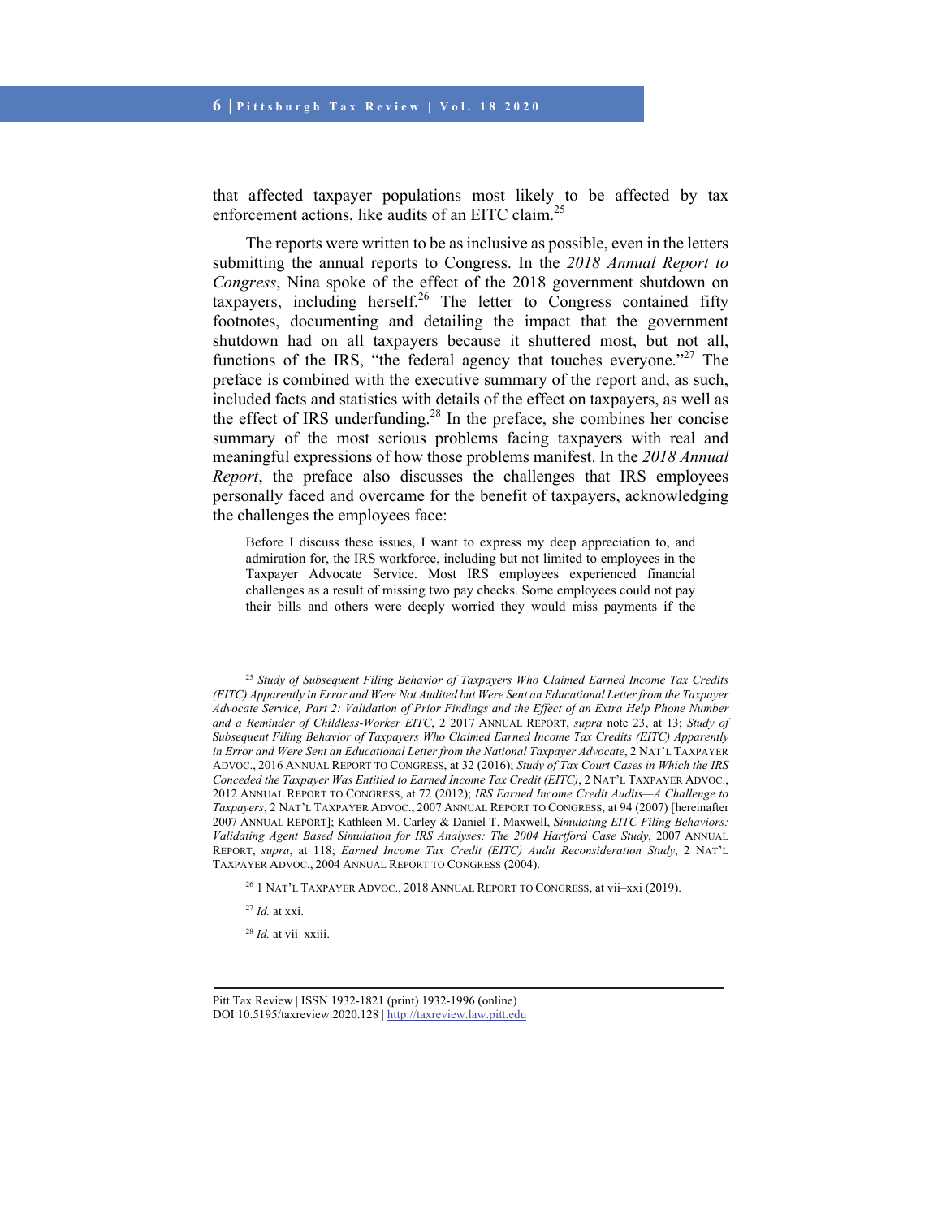that affected taxpayer populations most likely to be affected by tax enforcement actions, like audits of an EITC claim.[25]

The reports were written to be as inclusive as possible, even in the letters submitting the annual reports to Congress. In the *2018 Annual Report to Congress*, Nina spoke of the effect of the 2018 government shutdown on taxpayers, including herself.[26] The letter to Congress contained fifty footnotes, documenting and detailing the impact that the government shutdown had on all taxpayers because it shuttered most, but not all, functions of the IRS, "the federal agency that touches everyone."[27] The preface is combined with the executive summary of the report and, as such, included facts and statistics with details of the effect on taxpayers, as well as the effect of IRS underfunding.[28] In the preface, she combines her concise summary of the most serious problems facing taxpayers with real and meaningful expressions of how those problems manifest. In the *2018 Annual Report*, the preface also discusses the challenges that IRS employees personally faced and overcame for the benefit of taxpayers, acknowledging the challenges the employees face:

> Before I discuss these issues, I want to express my deep appreciation to, and admiration for, the IRS workforce, including but not limited to employees in the Taxpayer Advocate Service. Most IRS employees experienced financial challenges as a result of missing two pay checks. Some employees could not pay their bills and others were deeply worried they would miss payments if the

---

[25] *Study of Subsequent Filing Behavior of Taxpayers Who Claimed Earned Income Tax Credits (EITC) Apparently in Error and Were Not Audited but Were Sent an Educational Letter from the Taxpayer Advocate Service, Part 2: Validation of Prior Findings and the Effect of an Extra Help Phone Number and a Reminder of Childless-Worker EITC*, 2 2017 ANNUAL REPORT, *supra* note 23, at 13; *Study of Subsequent Filing Behavior of Taxpayers Who Claimed Earned Income Tax Credits (EITC) Apparently in Error and Were Sent an Educational Letter from the National Taxpayer Advocate*, 2 NAT'L TAXPAYER ADVOC., 2016 ANNUAL REPORT TO CONGRESS, at 32 (2016); *Study of Tax Court Cases in Which the IRS Conceded the Taxpayer Was Entitled to Earned Income Tax Credit (EITC)*, 2 NAT'L TAXPAYER ADVOC., 2012 ANNUAL REPORT TO CONGRESS, at 72 (2012); *IRS Earned Income Credit Audits—A Challenge to Taxpayers*, 2 NAT'L TAXPAYER ADVOC., 2007 ANNUAL REPORT TO CONGRESS, at 94 (2007) [hereinafter 2007 ANNUAL REPORT]; Kathleen M. Carley & Daniel T. Maxwell, *Simulating EITC Filing Behaviors: Validating Agent Based Simulation for IRS Analyses: The 2004 Hartford Case Study*, 2007 ANNUAL REPORT, *supra*, at 118; *Earned Income Tax Credit (EITC) Audit Reconsideration Study*, 2 NAT'L TAXPAYER ADVOC., 2004 ANNUAL REPORT TO CONGRESS (2004).

[26] 1 NAT'L TAXPAYER ADVOC., 2018 ANNUAL REPORT TO CONGRESS, at vii–xxi (2019).

[27] *Id.* at xxi.

[28] *Id.* at vii–xxiii.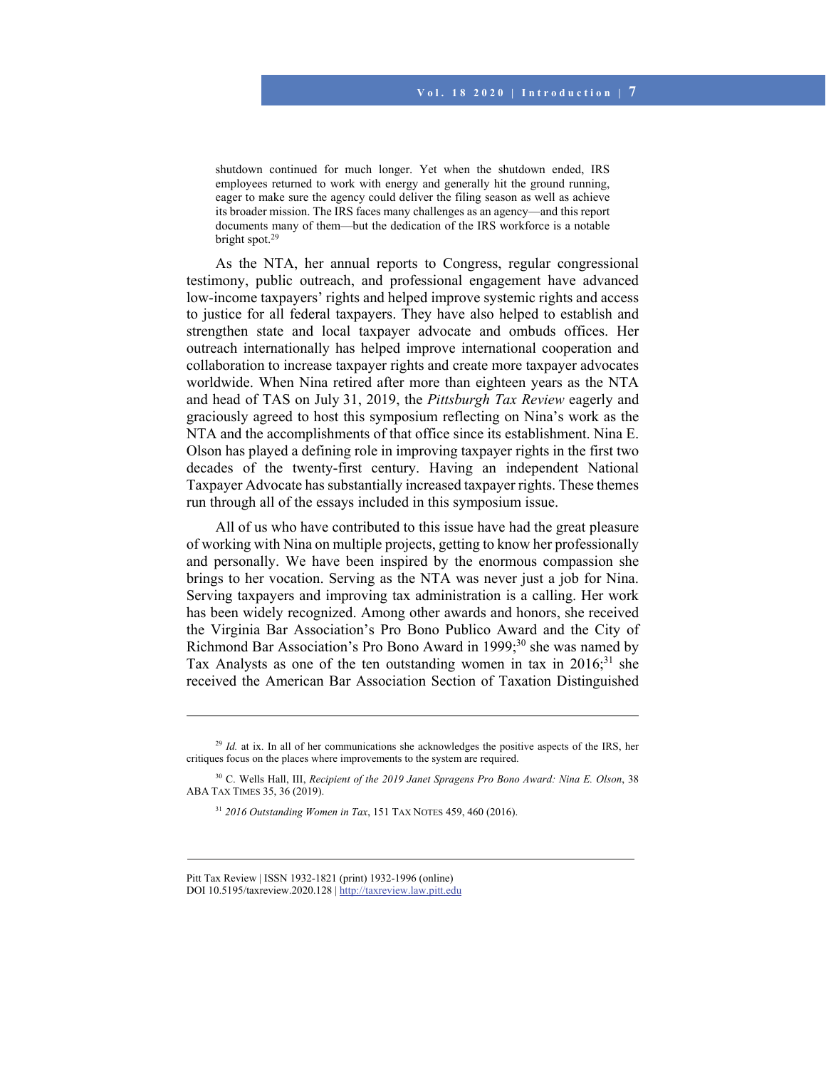> shutdown continued for much longer. Yet when the shutdown ended, IRS employees returned to work with energy and generally hit the ground running, eager to make sure the agency could deliver the filing season as well as achieve its broader mission. The IRS faces many challenges as an agency—and this report documents many of them—but the dedication of the IRS workforce is a notable bright spot.[29]

As the NTA, her annual reports to Congress, regular congressional testimony, public outreach, and professional engagement have advanced low-income taxpayers' rights and helped improve systemic rights and access to justice for all federal taxpayers. They have also helped to establish and strengthen state and local taxpayer advocate and ombuds offices. Her outreach internationally has helped improve international cooperation and collaboration to increase taxpayer rights and create more taxpayer advocates worldwide. When Nina retired after more than eighteen years as the NTA and head of TAS on July 31, 2019, the *Pittsburgh Tax Review* eagerly and graciously agreed to host this symposium reflecting on Nina's work as the NTA and the accomplishments of that office since its establishment. Nina E. Olson has played a defining role in improving taxpayer rights in the first two decades of the twenty-first century. Having an independent National Taxpayer Advocate has substantially increased taxpayer rights. These themes run through all of the essays included in this symposium issue.

All of us who have contributed to this issue have had the great pleasure of working with Nina on multiple projects, getting to know her professionally and personally. We have been inspired by the enormous compassion she brings to her vocation. Serving as the NTA was never just a job for Nina. Serving taxpayers and improving tax administration is a calling. Her work has been widely recognized. Among other awards and honors, she received the Virginia Bar Association's Pro Bono Publico Award and the City of Richmond Bar Association's Pro Bono Award in 1999;[30] she was named by Tax Analysts as one of the ten outstanding women in tax in 2016;[31] she received the American Bar Association Section of Taxation Distinguished

---

[29] *Id.* at ix. In all of her communications she acknowledges the positive aspects of the IRS, her critiques focus on the places where improvements to the system are required.

[30] C. Wells Hall, III, *Recipient of the 2019 Janet Spragens Pro Bono Award: Nina E. Olson*, 38 ABA TAX TIMES 35, 36 (2019).

[31] *2016 Outstanding Women in Tax*, 151 TAX NOTES 459, 460 (2016).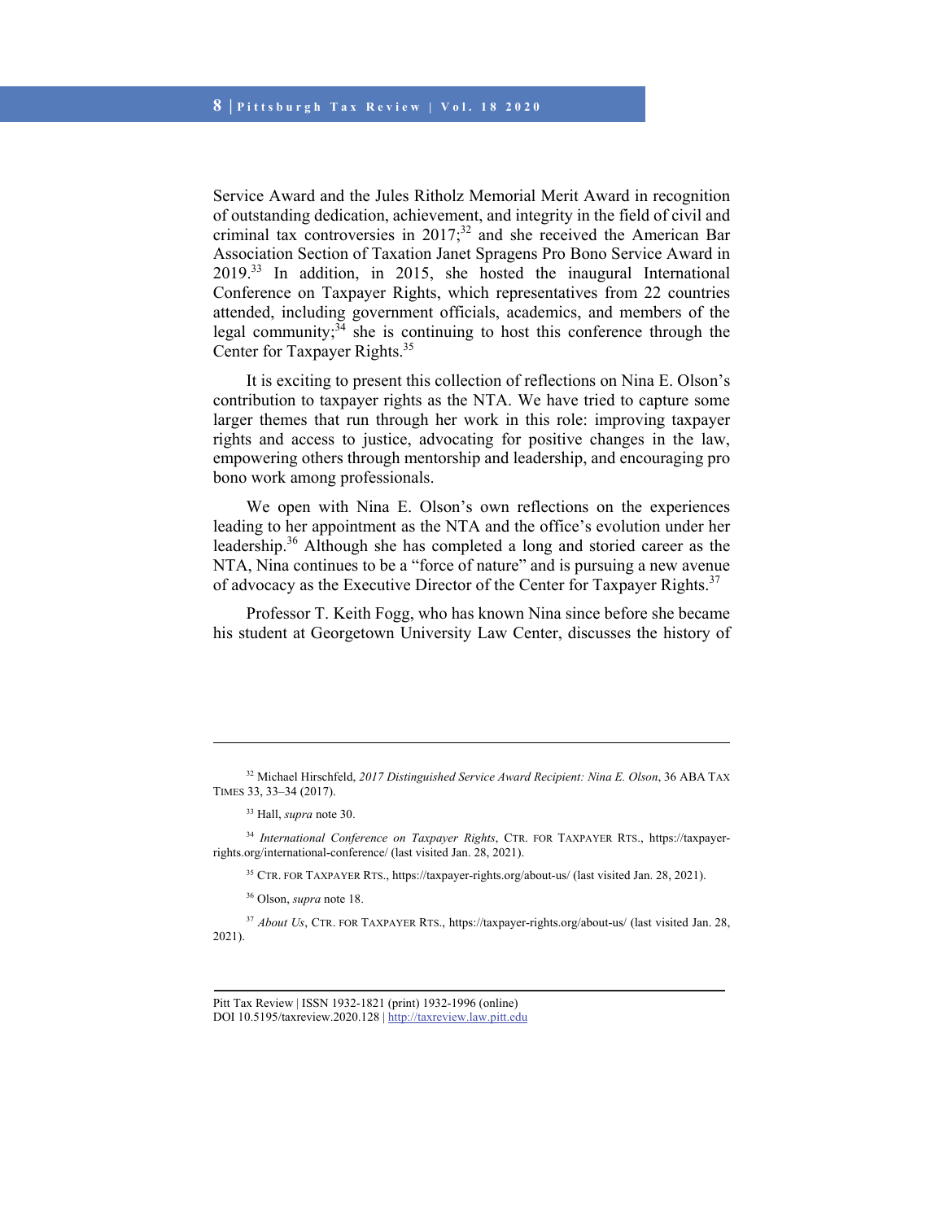Service Award and the Jules Ritholz Memorial Merit Award in recognition of outstanding dedication, achievement, and integrity in the field of civil and criminal tax controversies in 2017;[32] and she received the American Bar Association Section of Taxation Janet Spragens Pro Bono Service Award in 2019.[33] In addition, in 2015, she hosted the inaugural International Conference on Taxpayer Rights, which representatives from 22 countries attended, including government officials, academics, and members of the legal community;[34] she is continuing to host this conference through the Center for Taxpayer Rights.[35]

It is exciting to present this collection of reflections on Nina E. Olson's contribution to taxpayer rights as the NTA. We have tried to capture some larger themes that run through her work in this role: improving taxpayer rights and access to justice, advocating for positive changes in the law, empowering others through mentorship and leadership, and encouraging pro bono work among professionals.

We open with Nina E. Olson's own reflections on the experiences leading to her appointment as the NTA and the office's evolution under her leadership.[36] Although she has completed a long and storied career as the NTA, Nina continues to be a "force of nature" and is pursuing a new avenue of advocacy as the Executive Director of the Center for Taxpayer Rights.[37]

Professor T. Keith Fogg, who has known Nina since before she became his student at Georgetown University Law Center, discusses the history of

---

[32] Michael Hirschfeld, *2017 Distinguished Service Award Recipient: Nina E. Olson*, 36 ABA TAX TIMES 33, 33–34 (2017).

[33] Hall, *supra* note 30.

[34] *International Conference on Taxpayer Rights*, CTR. FOR TAXPAYER RTS., https://taxpayer-rights.org/international-conference/ (last visited Jan. 28, 2021).

[35] CTR. FOR TAXPAYER RTS., https://taxpayer-rights.org/about-us/ (last visited Jan. 28, 2021).

[36] Olson, *supra* note 18.

[37] *About Us*, CTR. FOR TAXPAYER RTS., https://taxpayer-rights.org/about-us/ (last visited Jan. 28, 2021).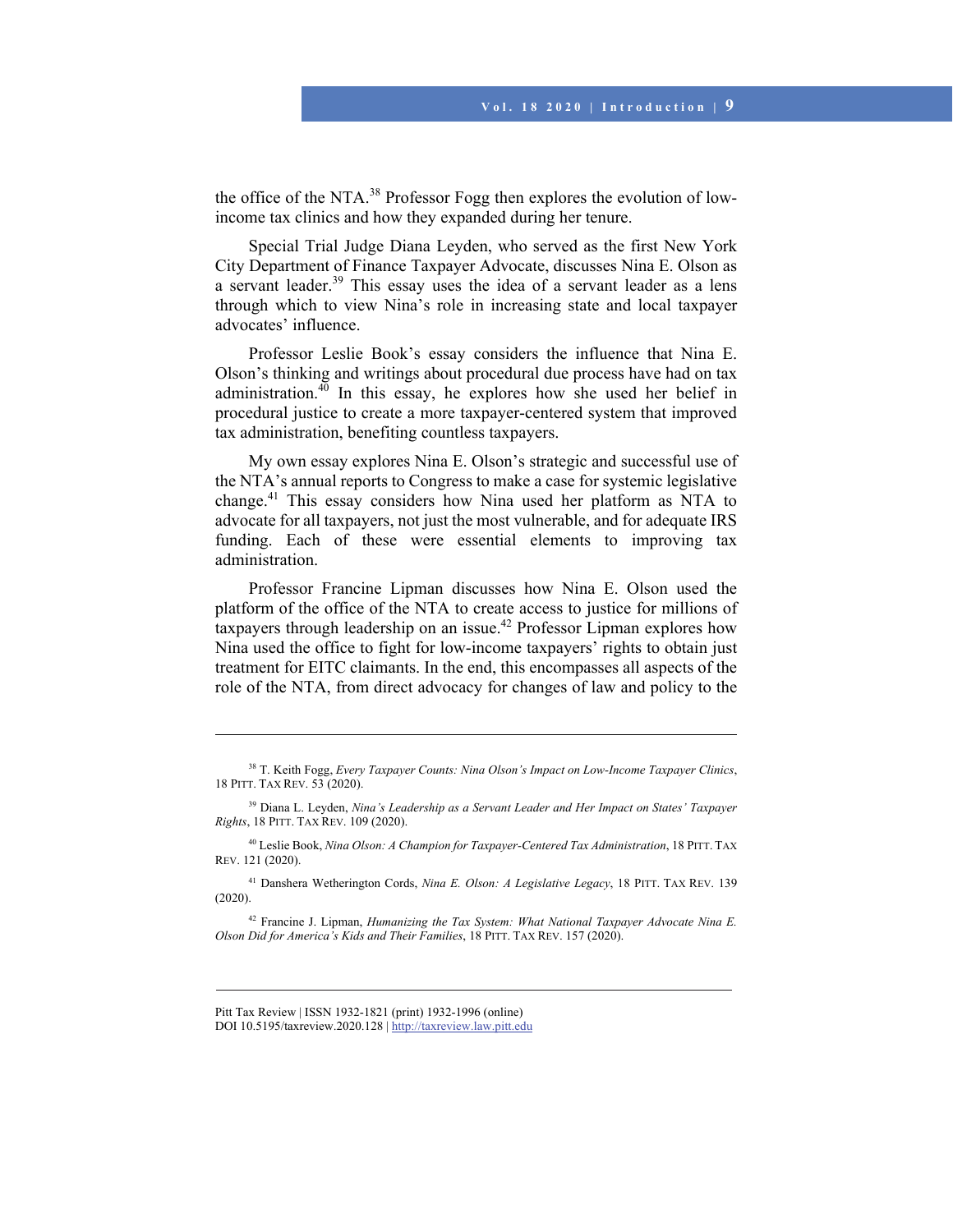the office of the NTA.[38] Professor Fogg then explores the evolution of low-income tax clinics and how they expanded during her tenure.

Special Trial Judge Diana Leyden, who served as the first New York City Department of Finance Taxpayer Advocate, discusses Nina E. Olson as a servant leader.[39] This essay uses the idea of a servant leader as a lens through which to view Nina's role in increasing state and local taxpayer advocates' influence.

Professor Leslie Book's essay considers the influence that Nina E. Olson's thinking and writings about procedural due process have had on tax administration.[40] In this essay, he explores how she used her belief in procedural justice to create a more taxpayer-centered system that improved tax administration, benefiting countless taxpayers.

My own essay explores Nina E. Olson's strategic and successful use of the NTA's annual reports to Congress to make a case for systemic legislative change.[41] This essay considers how Nina used her platform as NTA to advocate for all taxpayers, not just the most vulnerable, and for adequate IRS funding. Each of these were essential elements to improving tax administration.

Professor Francine Lipman discusses how Nina E. Olson used the platform of the office of the NTA to create access to justice for millions of taxpayers through leadership on an issue.[42] Professor Lipman explores how Nina used the office to fight for low-income taxpayers' rights to obtain just treatment for EITC claimants. In the end, this encompasses all aspects of the role of the NTA, from direct advocacy for changes of law and policy to the

---

[38] T. Keith Fogg, *Every Taxpayer Counts: Nina Olson's Impact on Low-Income Taxpayer Clinics*, 18 PITT. TAX REV. 53 (2020).

[39] Diana L. Leyden, *Nina's Leadership as a Servant Leader and Her Impact on States' Taxpayer Rights*, 18 PITT. TAX REV. 109 (2020).

[40] Leslie Book, *Nina Olson: A Champion for Taxpayer-Centered Tax Administration*, 18 PITT. TAX REV. 121 (2020).

[41] Danshera Wetherington Cords, *Nina E. Olson: A Legislative Legacy*, 18 PITT. TAX REV. 139 (2020).

[42] Francine J. Lipman, *Humanizing the Tax System: What National Taxpayer Advocate Nina E. Olson Did for America's Kids and Their Families*, 18 PITT. TAX REV. 157 (2020).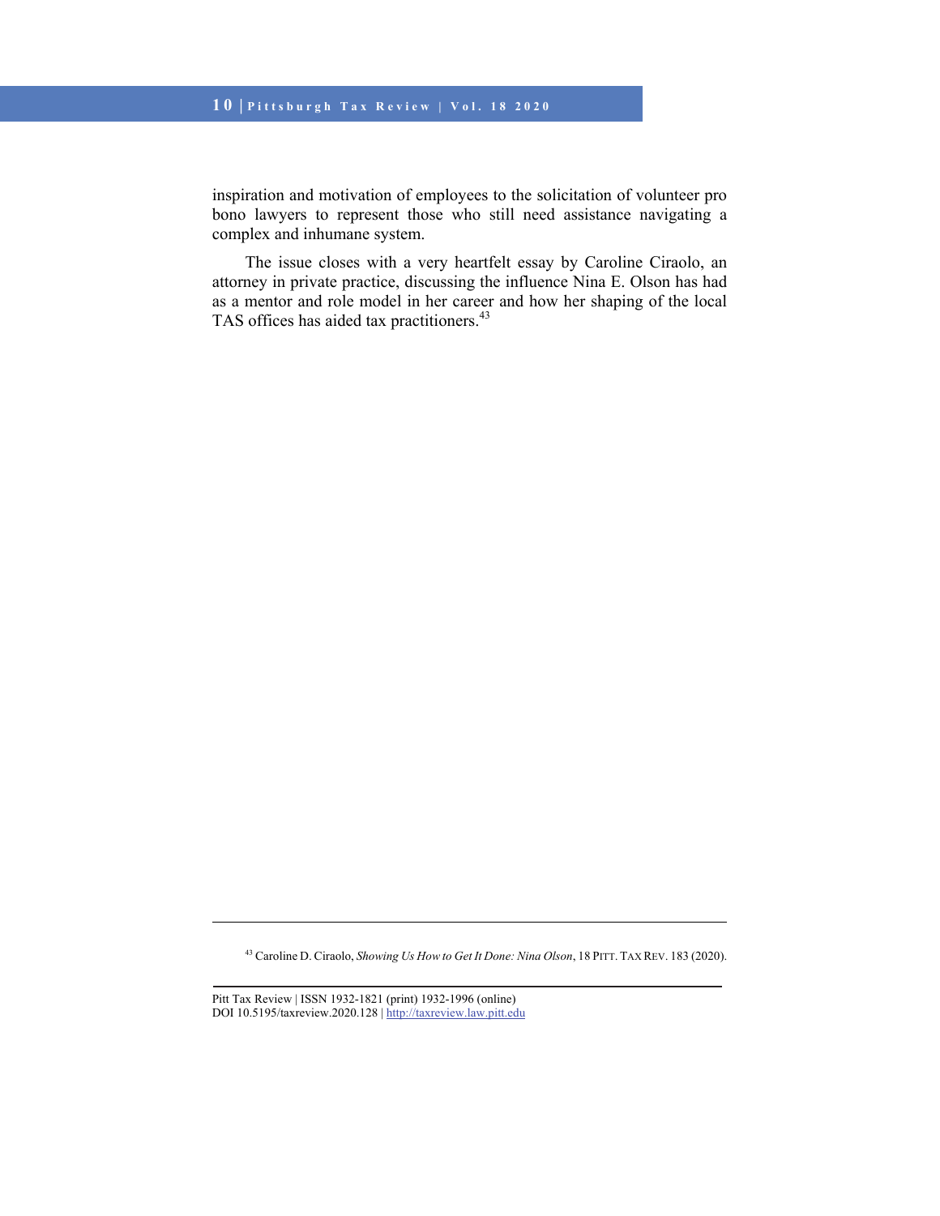inspiration and motivation of employees to the solicitation of volunteer pro bono lawyers to represent those who still need assistance navigating a complex and inhumane system.

The issue closes with a very heartfelt essay by Caroline Ciraolo, an attorney in private practice, discussing the influence Nina E. Olson has had as a mentor and role model in her career and how her shaping of the local TAS offices has aided tax practitioners.[43]

---

[43] Caroline D. Ciraolo, *Showing Us How to Get It Done: Nina Olson*, 18 PITT. TAX REV. 183 (2020).